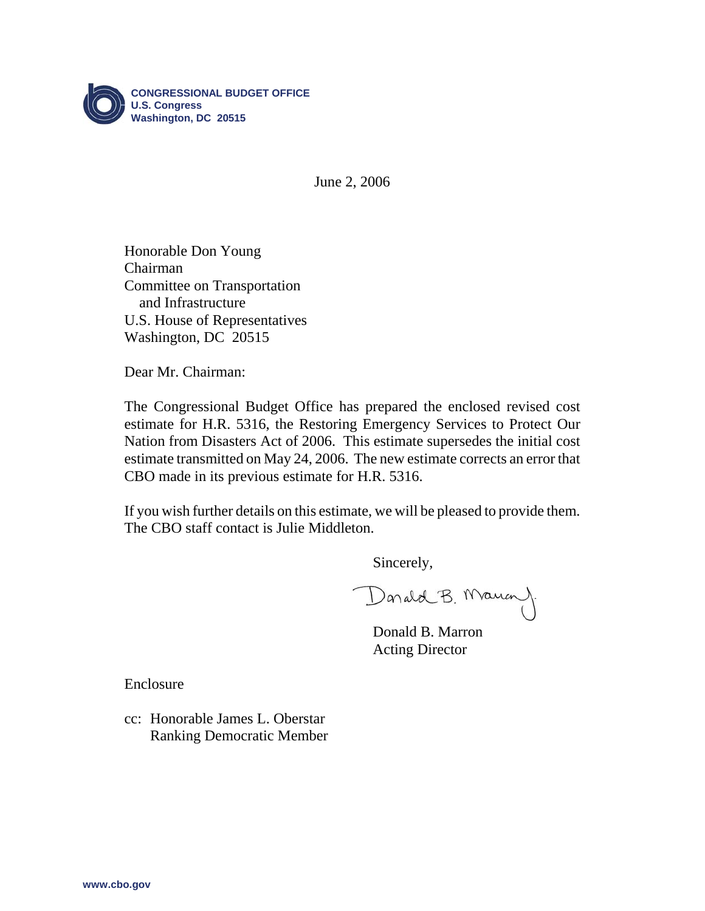**CONGRESSIONAL BUDGET OFFICE**
**U.S. Congress**
**Washington, DC 20515**

June 2, 2006

Honorable Don Young
Chairman
Committee on Transportation
and Infrastructure
U.S. House of Representatives
Washington, DC 20515

Dear Mr. Chairman:

The Congressional Budget Office has prepared the enclosed revised cost estimate for H.R. 5316, the Restoring Emergency Services to Protect Our Nation from Disasters Act of 2006. This estimate supersedes the initial cost estimate transmitted on May 24, 2006. The new estimate corrects an error that CBO made in its previous estimate for H.R. 5316.

If you wish further details on this estimate, we will be pleased to provide them. The CBO staff contact is Julie Middleton.

Sincerely,

Donald B. Marron

Donald B. Marron
Acting Director

Enclosure

cc: Honorable James L. Oberstar
Ranking Democratic Member

www.cbo.gov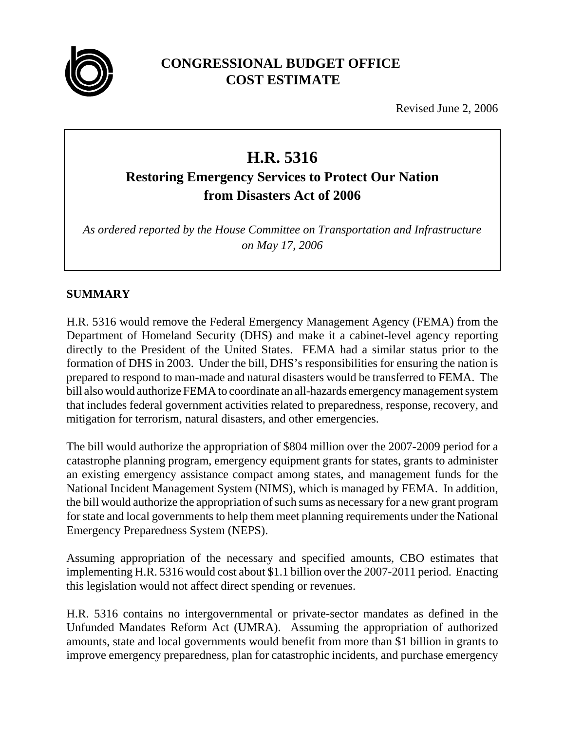**CONGRESSIONAL BUDGET OFFICE COST ESTIMATE**

Revised June 2, 2006

# H.R. 5316

## Restoring Emergency Services to Protect Our Nation from Disasters Act of 2006

*As ordered reported by the House Committee on Transportation and Infrastructure on May 17, 2006*

## SUMMARY

H.R. 5316 would remove the Federal Emergency Management Agency (FEMA) from the Department of Homeland Security (DHS) and make it a cabinet-level agency reporting directly to the President of the United States. FEMA had a similar status prior to the formation of DHS in 2003. Under the bill, DHS's responsibilities for ensuring the nation is prepared to respond to man-made and natural disasters would be transferred to FEMA. The bill also would authorize FEMA to coordinate an all-hazards emergency management system that includes federal government activities related to preparedness, response, recovery, and mitigation for terrorism, natural disasters, and other emergencies.

The bill would authorize the appropriation of $804 million over the 2007-2009 period for a catastrophe planning program, emergency equipment grants for states, grants to administer an existing emergency assistance compact among states, and management funds for the National Incident Management System (NIMS), which is managed by FEMA. In addition, the bill would authorize the appropriation of such sums as necessary for a new grant program for state and local governments to help them meet planning requirements under the National Emergency Preparedness System (NEPS).

Assuming appropriation of the necessary and specified amounts, CBO estimates that implementing H.R. 5316 would cost about $1.1 billion over the 2007-2011 period. Enacting this legislation would not affect direct spending or revenues.

H.R. 5316 contains no intergovernmental or private-sector mandates as defined in the Unfunded Mandates Reform Act (UMRA). Assuming the appropriation of authorized amounts, state and local governments would benefit from more than $1 billion in grants to improve emergency preparedness, plan for catastrophic incidents, and purchase emergency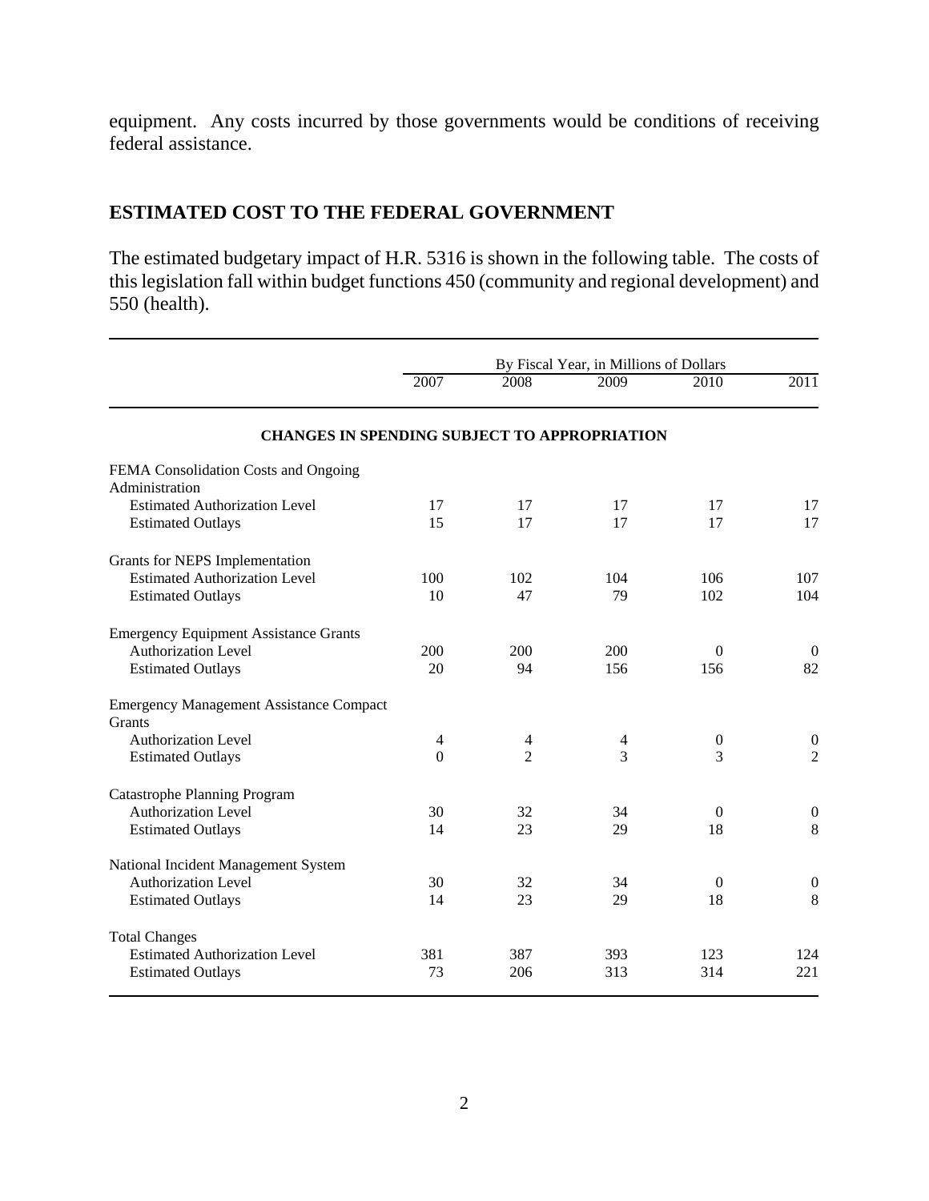equipment. Any costs incurred by those governments would be conditions of receiving federal assistance.

## ESTIMATED COST TO THE FEDERAL GOVERNMENT

The estimated budgetary impact of H.R. 5316 is shown in the following table. The costs of this legislation fall within budget functions 450 (community and regional development) and 550 (health).

| | By Fiscal Year, in Millions of Dollars | | | | |
|---|---|---|---|---|---|
| | 2007 | 2008 | 2009 | 2010 | 2011 |
| **CHANGES IN SPENDING SUBJECT TO APPROPRIATION** | | | | | |
| FEMA Consolidation Costs and Ongoing Administration | | | | | |
| Estimated Authorization Level | 17 | 17 | 17 | 17 | 17 |
| Estimated Outlays | 15 | 17 | 17 | 17 | 17 |
| Grants for NEPS Implementation | | | | | |
| Estimated Authorization Level | 100 | 102 | 104 | 106 | 107 |
| Estimated Outlays | 10 | 47 | 79 | 102 | 104 |
| Emergency Equipment Assistance Grants | | | | | |
| Authorization Level | 200 | 200 | 200 | 0 | 0 |
| Estimated Outlays | 20 | 94 | 156 | 156 | 82 |
| Emergency Management Assistance Compact Grants | | | | | |
| Authorization Level | 4 | 4 | 4 | 0 | 0 |
| Estimated Outlays | 0 | 2 | 3 | 3 | 2 |
| Catastrophe Planning Program | | | | | |
| Authorization Level | 30 | 32 | 34 | 0 | 0 |
| Estimated Outlays | 14 | 23 | 29 | 18 | 8 |
| National Incident Management System | | | | | |
| Authorization Level | 30 | 32 | 34 | 0 | 0 |
| Estimated Outlays | 14 | 23 | 29 | 18 | 8 |
| Total Changes | | | | | |
| Estimated Authorization Level | 381 | 387 | 393 | 123 | 124 |
| Estimated Outlays | 73 | 206 | 313 | 314 | 221 |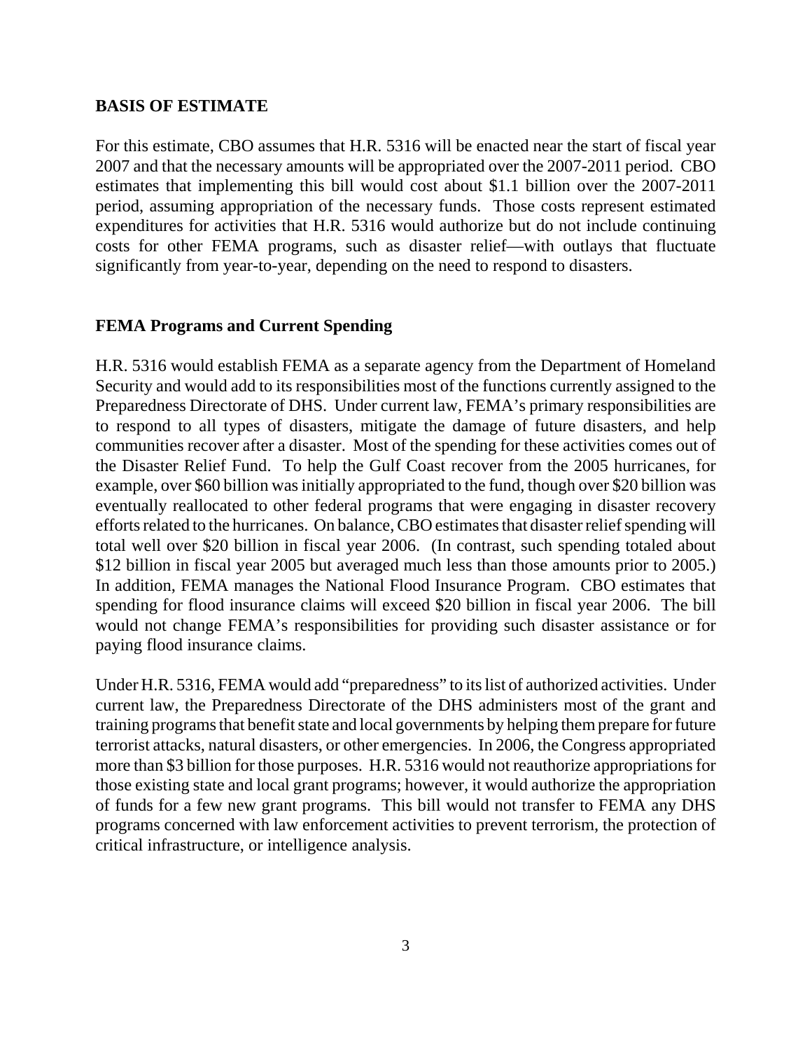## BASIS OF ESTIMATE

For this estimate, CBO assumes that H.R. 5316 will be enacted near the start of fiscal year 2007 and that the necessary amounts will be appropriated over the 2007-2011 period. CBO estimates that implementing this bill would cost about $1.1 billion over the 2007-2011 period, assuming appropriation of the necessary funds. Those costs represent estimated expenditures for activities that H.R. 5316 would authorize but do not include continuing costs for other FEMA programs, such as disaster relief—with outlays that fluctuate significantly from year-to-year, depending on the need to respond to disasters.

### FEMA Programs and Current Spending

H.R. 5316 would establish FEMA as a separate agency from the Department of Homeland Security and would add to its responsibilities most of the functions currently assigned to the Preparedness Directorate of DHS. Under current law, FEMA's primary responsibilities are to respond to all types of disasters, mitigate the damage of future disasters, and help communities recover after a disaster. Most of the spending for these activities comes out of the Disaster Relief Fund. To help the Gulf Coast recover from the 2005 hurricanes, for example, over $60 billion was initially appropriated to the fund, though over $20 billion was eventually reallocated to other federal programs that were engaging in disaster recovery efforts related to the hurricanes. On balance, CBO estimates that disaster relief spending will total well over $20 billion in fiscal year 2006. (In contrast, such spending totaled about $12 billion in fiscal year 2005 but averaged much less than those amounts prior to 2005.) In addition, FEMA manages the National Flood Insurance Program. CBO estimates that spending for flood insurance claims will exceed $20 billion in fiscal year 2006. The bill would not change FEMA's responsibilities for providing such disaster assistance or for paying flood insurance claims.

Under H.R. 5316, FEMA would add "preparedness" to its list of authorized activities. Under current law, the Preparedness Directorate of the DHS administers most of the grant and training programs that benefit state and local governments by helping them prepare for future terrorist attacks, natural disasters, or other emergencies. In 2006, the Congress appropriated more than $3 billion for those purposes. H.R. 5316 would not reauthorize appropriations for those existing state and local grant programs; however, it would authorize the appropriation of funds for a few new grant programs. This bill would not transfer to FEMA any DHS programs concerned with law enforcement activities to prevent terrorism, the protection of critical infrastructure, or intelligence analysis.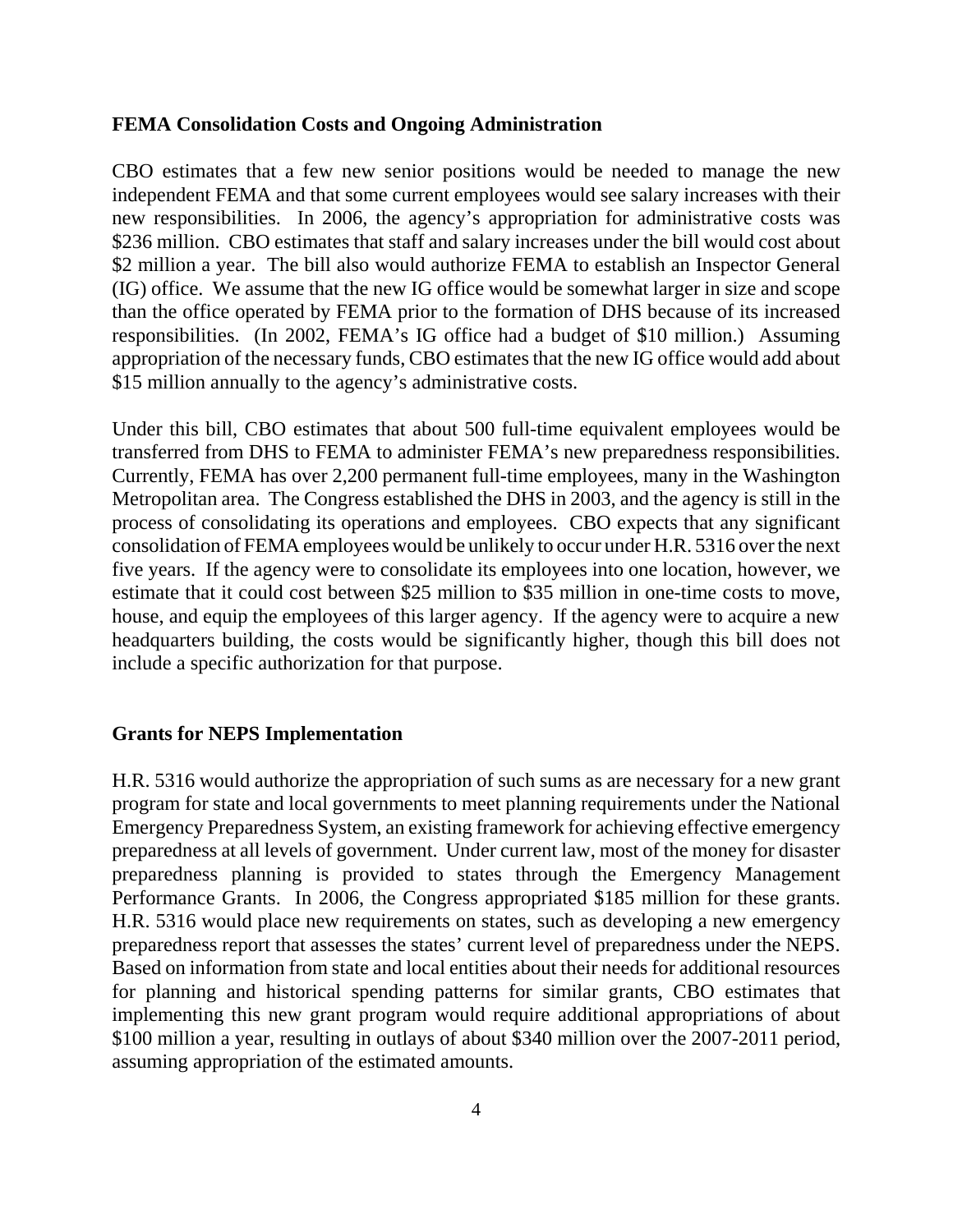**FEMA Consolidation Costs and Ongoing Administration**

CBO estimates that a few new senior positions would be needed to manage the new independent FEMA and that some current employees would see salary increases with their new responsibilities. In 2006, the agency's appropriation for administrative costs was $236 million. CBO estimates that staff and salary increases under the bill would cost about $2 million a year. The bill also would authorize FEMA to establish an Inspector General (IG) office. We assume that the new IG office would be somewhat larger in size and scope than the office operated by FEMA prior to the formation of DHS because of its increased responsibilities. (In 2002, FEMA's IG office had a budget of $10 million.) Assuming appropriation of the necessary funds, CBO estimates that the new IG office would add about $15 million annually to the agency's administrative costs.

Under this bill, CBO estimates that about 500 full-time equivalent employees would be transferred from DHS to FEMA to administer FEMA's new preparedness responsibilities. Currently, FEMA has over 2,200 permanent full-time employees, many in the Washington Metropolitan area. The Congress established the DHS in 2003, and the agency is still in the process of consolidating its operations and employees. CBO expects that any significant consolidation of FEMA employees would be unlikely to occur under H.R. 5316 over the next five years. If the agency were to consolidate its employees into one location, however, we estimate that it could cost between $25 million to $35 million in one-time costs to move, house, and equip the employees of this larger agency. If the agency were to acquire a new headquarters building, the costs would be significantly higher, though this bill does not include a specific authorization for that purpose.

**Grants for NEPS Implementation**

H.R. 5316 would authorize the appropriation of such sums as are necessary for a new grant program for state and local governments to meet planning requirements under the National Emergency Preparedness System, an existing framework for achieving effective emergency preparedness at all levels of government. Under current law, most of the money for disaster preparedness planning is provided to states through the Emergency Management Performance Grants. In 2006, the Congress appropriated $185 million for these grants. H.R. 5316 would place new requirements on states, such as developing a new emergency preparedness report that assesses the states' current level of preparedness under the NEPS. Based on information from state and local entities about their needs for additional resources for planning and historical spending patterns for similar grants, CBO estimates that implementing this new grant program would require additional appropriations of about $100 million a year, resulting in outlays of about $340 million over the 2007-2011 period, assuming appropriation of the estimated amounts.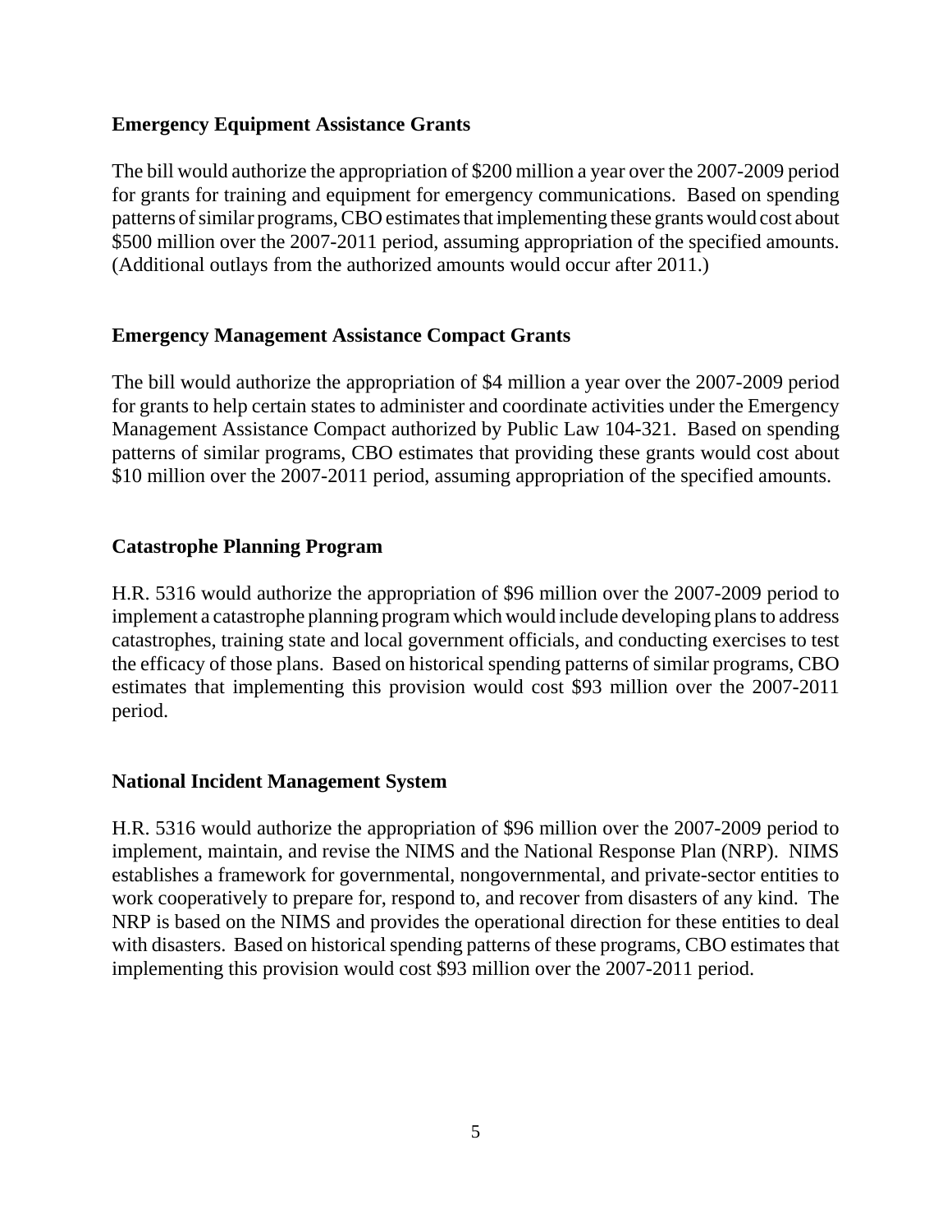**Emergency Equipment Assistance Grants**

The bill would authorize the appropriation of $200 million a year over the 2007-2009 period for grants for training and equipment for emergency communications. Based on spending patterns of similar programs, CBO estimates that implementing these grants would cost about $500 million over the 2007-2011 period, assuming appropriation of the specified amounts. (Additional outlays from the authorized amounts would occur after 2011.)

**Emergency Management Assistance Compact Grants**

The bill would authorize the appropriation of $4 million a year over the 2007-2009 period for grants to help certain states to administer and coordinate activities under the Emergency Management Assistance Compact authorized by Public Law 104-321. Based on spending patterns of similar programs, CBO estimates that providing these grants would cost about $10 million over the 2007-2011 period, assuming appropriation of the specified amounts.

**Catastrophe Planning Program**

H.R. 5316 would authorize the appropriation of $96 million over the 2007-2009 period to implement a catastrophe planning program which would include developing plans to address catastrophes, training state and local government officials, and conducting exercises to test the efficacy of those plans. Based on historical spending patterns of similar programs, CBO estimates that implementing this provision would cost $93 million over the 2007-2011 period.

**National Incident Management System**

H.R. 5316 would authorize the appropriation of $96 million over the 2007-2009 period to implement, maintain, and revise the NIMS and the National Response Plan (NRP). NIMS establishes a framework for governmental, nongovernmental, and private-sector entities to work cooperatively to prepare for, respond to, and recover from disasters of any kind. The NRP is based on the NIMS and provides the operational direction for these entities to deal with disasters. Based on historical spending patterns of these programs, CBO estimates that implementing this provision would cost $93 million over the 2007-2011 period.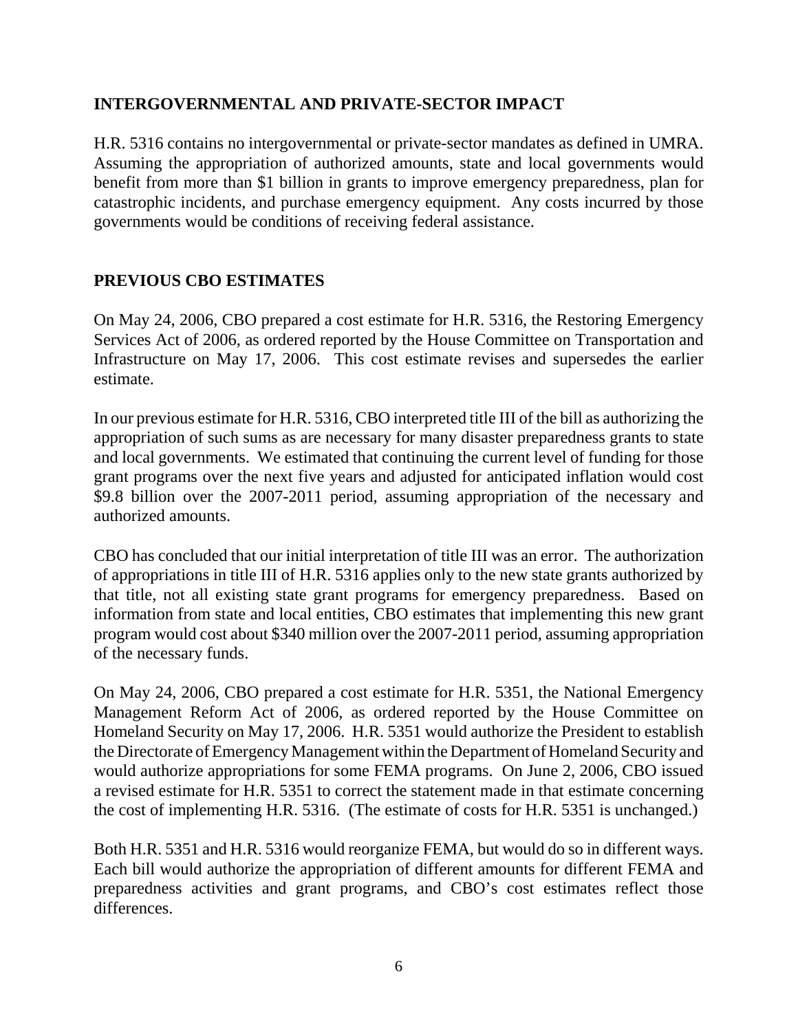## INTERGOVERNMENTAL AND PRIVATE-SECTOR IMPACT

H.R. 5316 contains no intergovernmental or private-sector mandates as defined in UMRA. Assuming the appropriation of authorized amounts, state and local governments would benefit from more than $1 billion in grants to improve emergency preparedness, plan for catastrophic incidents, and purchase emergency equipment. Any costs incurred by those governments would be conditions of receiving federal assistance.

## PREVIOUS CBO ESTIMATES

On May 24, 2006, CBO prepared a cost estimate for H.R. 5316, the Restoring Emergency Services Act of 2006, as ordered reported by the House Committee on Transportation and Infrastructure on May 17, 2006. This cost estimate revises and supersedes the earlier estimate.

In our previous estimate for H.R. 5316, CBO interpreted title III of the bill as authorizing the appropriation of such sums as are necessary for many disaster preparedness grants to state and local governments. We estimated that continuing the current level of funding for those grant programs over the next five years and adjusted for anticipated inflation would cost $9.8 billion over the 2007-2011 period, assuming appropriation of the necessary and authorized amounts.

CBO has concluded that our initial interpretation of title III was an error. The authorization of appropriations in title III of H.R. 5316 applies only to the new state grants authorized by that title, not all existing state grant programs for emergency preparedness. Based on information from state and local entities, CBO estimates that implementing this new grant program would cost about $340 million over the 2007-2011 period, assuming appropriation of the necessary funds.

On May 24, 2006, CBO prepared a cost estimate for H.R. 5351, the National Emergency Management Reform Act of 2006, as ordered reported by the House Committee on Homeland Security on May 17, 2006. H.R. 5351 would authorize the President to establish the Directorate of Emergency Management within the Department of Homeland Security and would authorize appropriations for some FEMA programs. On June 2, 2006, CBO issued a revised estimate for H.R. 5351 to correct the statement made in that estimate concerning the cost of implementing H.R. 5316. (The estimate of costs for H.R. 5351 is unchanged.)

Both H.R. 5351 and H.R. 5316 would reorganize FEMA, but would do so in different ways. Each bill would authorize the appropriation of different amounts for different FEMA and preparedness activities and grant programs, and CBO's cost estimates reflect those differences.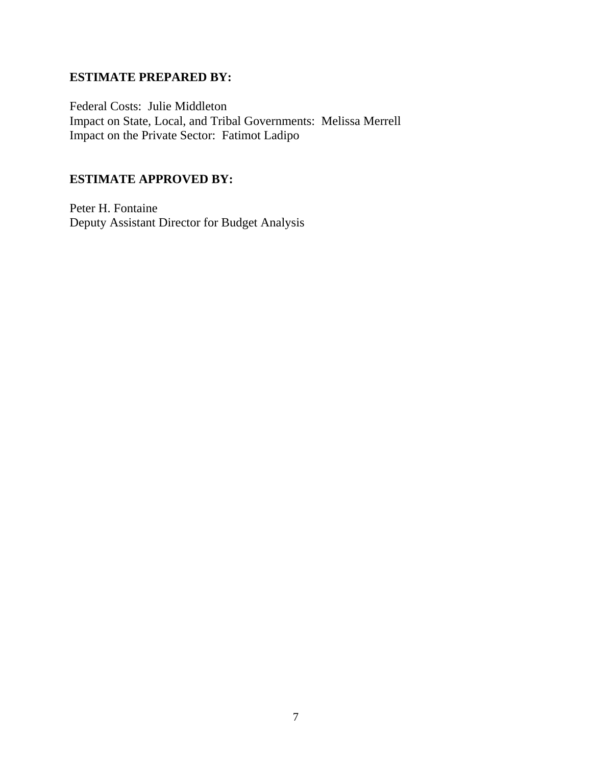**ESTIMATE PREPARED BY:**

Federal Costs: Julie Middleton
Impact on State, Local, and Tribal Governments: Melissa Merrell
Impact on the Private Sector: Fatimot Ladipo

**ESTIMATE APPROVED BY:**

Peter H. Fontaine
Deputy Assistant Director for Budget Analysis